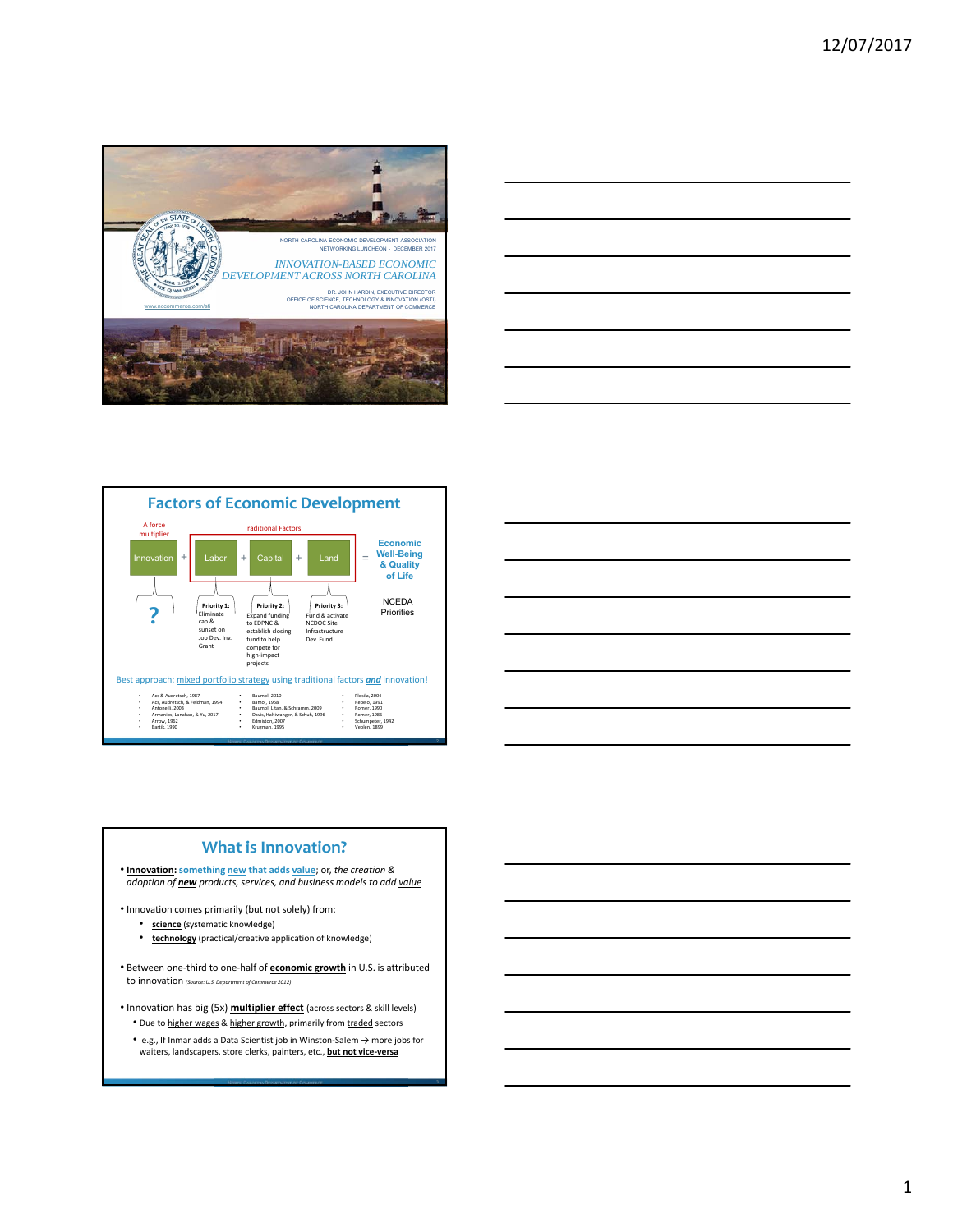12/07/2017

NORTH CAROLINA ECONOMIC DEVELOPMENT ASSOCIATION
NETWORKING LUNCHEON - DECEMBER 2017

*INNOVATION-BASED ECONOMIC DEVELOPMENT ACROSS NORTH CAROLINA*

DR. JOHN HARDIN, EXECUTIVE DIRECTOR
OFFICE OF SCIENCE, TECHNOLOGY & INNOVATION (OSTI)
NORTH CAROLINA DEPARTMENT OF COMMERCE

www.nccommerce.com/sti

## Factors of Economic Development

A force multiplier

Traditional Factors

Innovation + Labor + Capital + Land = Economic Well-Being & Quality of Life

?

**Priority 1:** Eliminate cap & sunset on Job Dev. Inv. Grant

**Priority 2:** Expand funding to EDPNC & establish closing fund to help compete for high-impact projects

**Priority 3:** Fund & activate NCDOC Site Infrastructure Dev. Fund

NCEDA Priorities

Best approach: mixed portfolio strategy using traditional factors ***and*** innovation!

- Acs & Audretsch, 1987
- Acs, Audretsch, & Feldman, 1994
- Antonelli, 2003
- Armanios, Lanahan, & Yu, 2017
- Arrow, 1962
- Bartik, 1990
- Baumol, 2010
- Bamol, 1968
- Baumol, Litan, & Schramm, 2009
- Davis, Haltiwanger, & Schuh, 1996
- Edmiston, 2007
- Krugman, 1995
- Plosila, 2004
- Rebelo, 1991
- Romer, 1990
- Romer, 1986
- Schumpeter, 1942
- Veblen, 1899

## What is Innovation?

- **Innovation:** something **new** that adds **value**; or, *the creation & adoption of **new** products, services, and business models to add value*
- Innovation comes primarily (but not solely) from:
  - **science** (systematic knowledge)
  - **technology** (practical/creative application of knowledge)
- Between one-third to one-half of **economic growth** in U.S. is attributed to innovation *(Source: U.S. Department of Commerce 2012)*
- Innovation has big (5x) **multiplier effect** (across sectors & skill levels)
  - Due to higher wages & higher growth, primarily from traded sectors
  - e.g., If Inmar adds a Data Scientist job in Winston-Salem → more jobs for waiters, landscapers, store clerks, painters, etc., **but not vice-versa**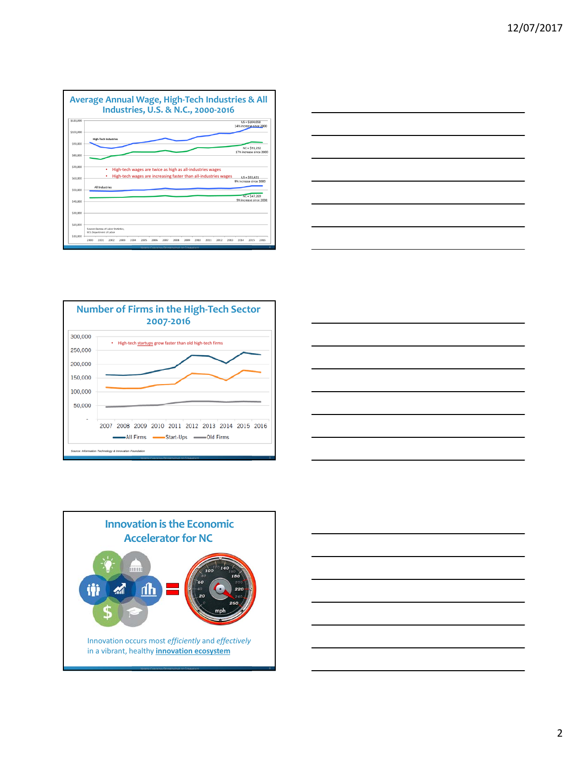## Average Annual Wage, High-Tech Industries & All Industries, U.S. & N.C., 2000-2016

High-Tech Industries

US = $104,058
14% increase since 2000

NC = $91,232
17% increase since 2000

- High-tech wages are twice as high as all-industries wages
- High-tech wages are increasing faster than all-industries wages

US = $53,621
9% increase since 2000

All Industries

NC = $47,269
5% increase since 2000

Source: Bureau of Labor Statistics, U.S. Department of Labor

$110,000
$100,000
$90,000
$80,000
$70,000
$60,000
$50,000
$40,000
$30,000
$20,000
$10,000

2000 2001 2002 2003 2004 2005 2006 2007 2008 2009 2010 2011 2012 2013 2014 2015 2016

## Number of Firms in the High-Tech Sector 2007-2016

- High-tech startups grow faster than old high-tech firms

300,000
250,000
200,000
150,000
100,000
50,000
-

2007 2008 2009 2010 2011 2012 2013 2014 2015 2016

All Firms   Start-Ups   Old Firms

Source: Information Technology & Innovation Foundation

## Innovation is the Economic Accelerator for NC

Innovation occurs most *efficiently* and *effectively* in a vibrant, healthy **innovation ecosystem**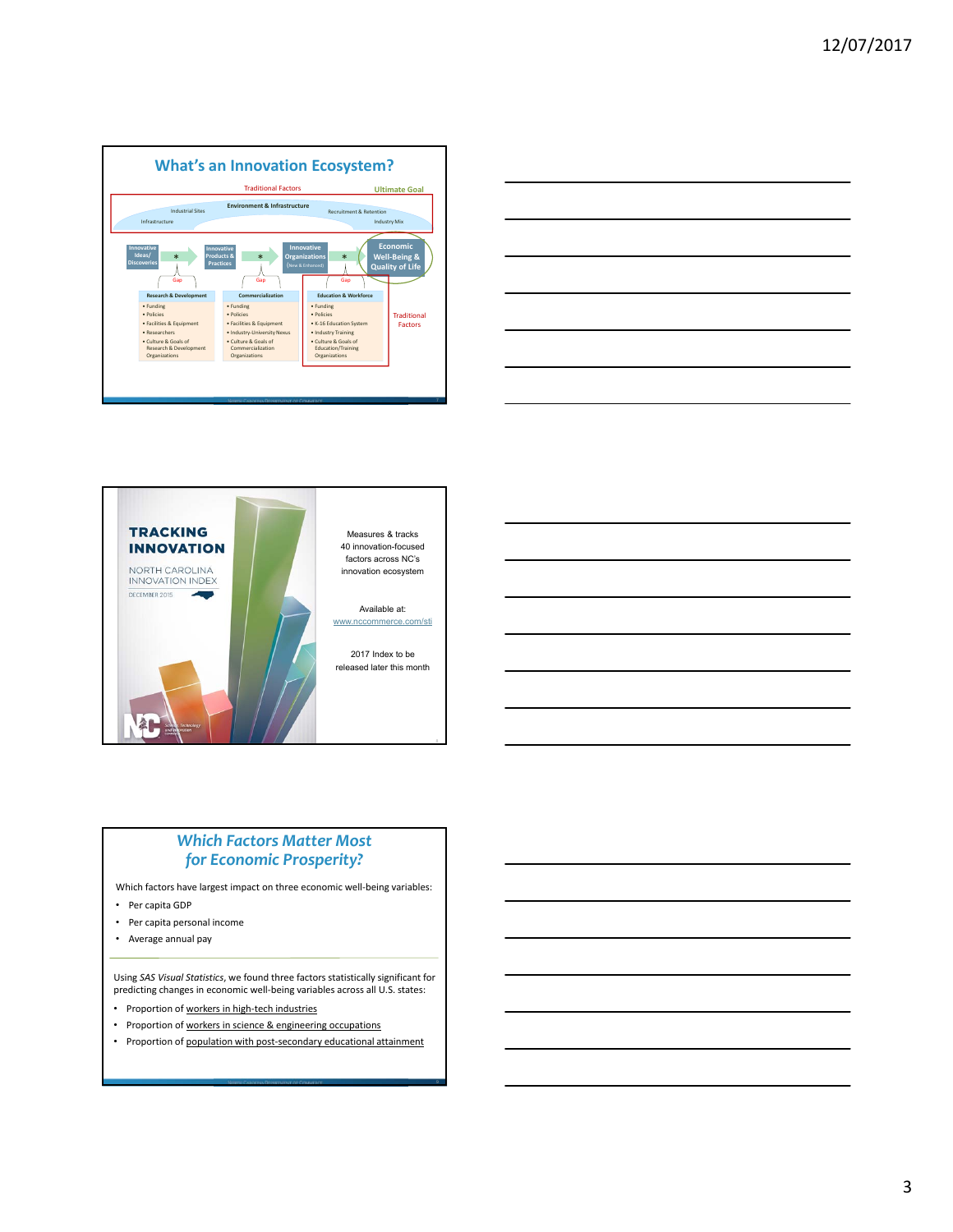## What's an Innovation Ecosystem?

Traditional Factors

Ultimate Goal

Environment & Infrastructure

Industrial Sites

Recruitment & Retention

Infrastructure

Industry Mix

Innovative Ideas/ Discoveries

Innovative Products & Practices

Innovative Organizations (New & Enhanced)

Economic Well-Being & Quality of Life

Gap

Gap

Gap

**Research & Development**

- Funding
- Policies
- Facilities & Equipment
- Researchers
- Culture & Goals of Research & Development Organizations

**Commercialization**

- Funding
- Policies
- Facilities & Equipment
- Industry-University Nexus
- Culture & Goals of Commercialization Organizations

**Education & Workforce**

- Funding
- Policies
- K-16 Education System
- Industry Training
- Culture & Goals of Education/Training Organizations

Traditional Factors

---

**TRACKING INNOVATION**

NORTH CAROLINA INNOVATION INDEX

DECEMBER 2015

Measures & tracks 40 innovation-focused factors across NC's innovation ecosystem

Available at: www.nccommerce.com/sti

2017 Index to be released later this month

---

## *Which Factors Matter Most for Economic Prosperity?*

Which factors have largest impact on three economic well-being variables:

- Per capita GDP
- Per capita personal income
- Average annual pay

Using *SAS Visual Statistics*, we found three factors statistically significant for predicting changes in economic well-being variables across all U.S. states:

- Proportion of workers in high-tech industries
- Proportion of workers in science & engineering occupations
- Proportion of population with post-secondary educational attainment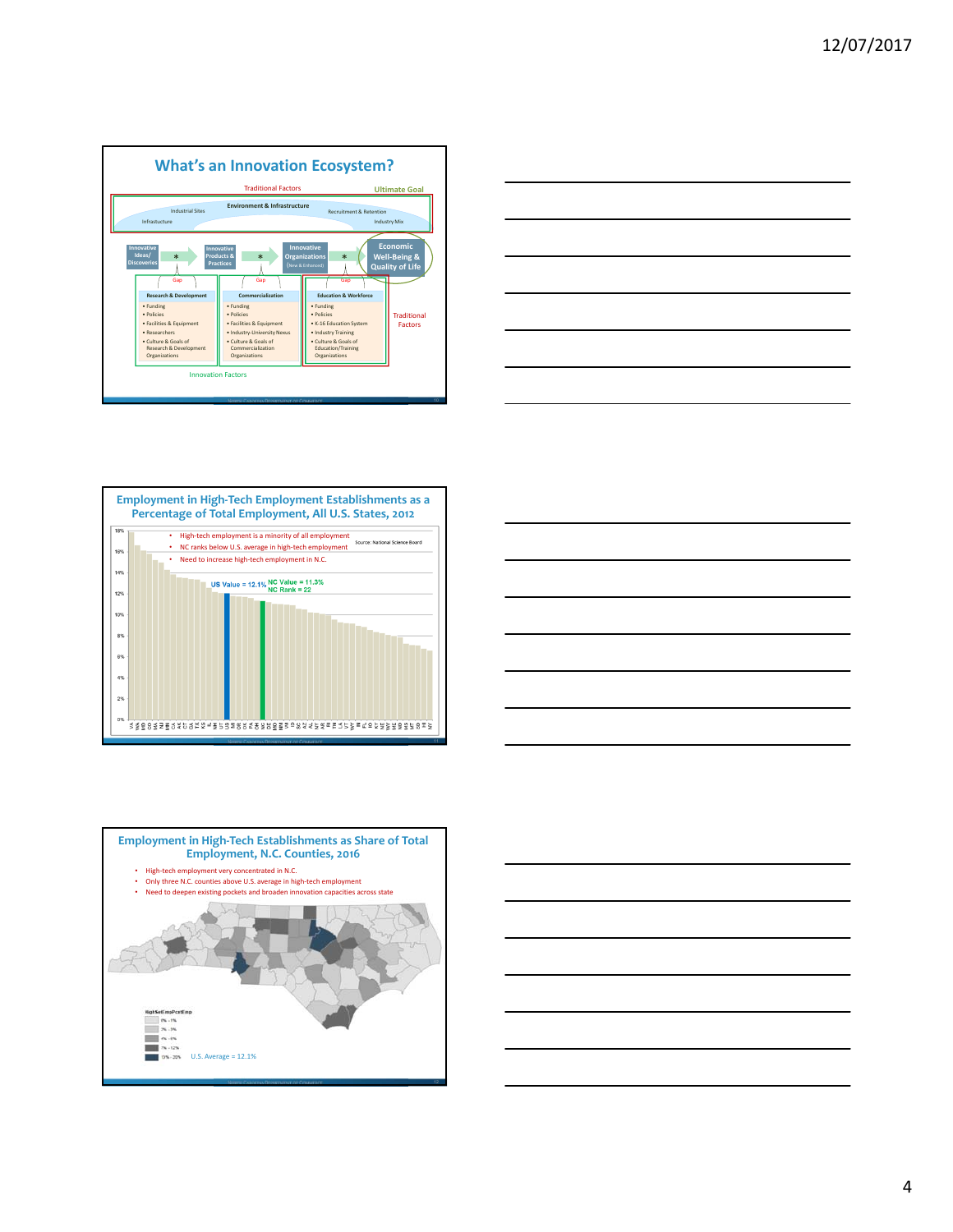## What's an Innovation Ecosystem?

Traditional Factors

Ultimate Goal

Environment & Infrastructure

Industrial Sites

Recruitment & Retention

Infrastructure

Industry Mix

Innovative Ideas/ Discoveries

*

Innovative Products & Practices

*

Innovative Organizations (New & Enhanced)

*

Economic Well-Being & Quality of Life

Gap

Gap

Gap

**Research & Development**

- Funding
- Policies
- Facilities & Equipment
- Researchers
- Culture & Goals of Research & Development Organizations

**Commercialization**

- Funding
- Policies
- Facilities & Equipment
- Industry-University Nexus
- Culture & Goals of Commercialization Organizations

**Education & Workforce**

- Funding
- Policies
- K-16 Education System
- Industry Training
- Culture & Goals of Education/Training Organizations

Traditional Factors

Innovation Factors

## Employment in High-Tech Employment Establishments as a Percentage of Total Employment, All U.S. States, 2012

- High-tech employment is a minority of all employment
- NC ranks below U.S. average in high-tech employment
- Need to increase high-tech employment in N.C.

Source: National Science Board

US Value = 12.1%

NC Value = 11.3%
NC Rank = 22

18%
16%
14%
12%
10%
8%
6%
4%
2%
0%

## Employment in High-Tech Establishments as Share of Total Employment, N.C. Counties, 2016

- High-tech employment very concentrated in N.C.
- Only three N.C. counties above U.S. average in high-tech employment
- Need to deepen existing pockets and broaden innovation capacities across state

HighSciEmpPcntEmp

0% - 1%
2% - 3%
4% - 6%
7% - 12%
13% - 20%

U.S. Average = 12.1%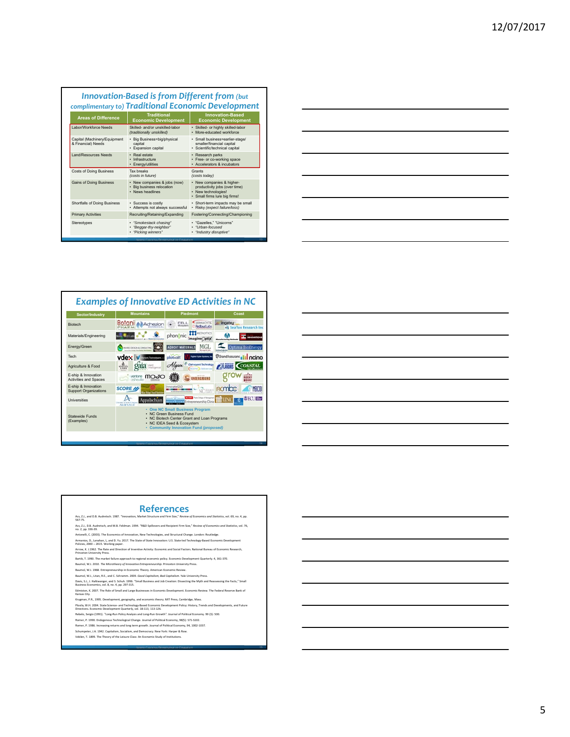## Innovation-Based is from Different from (but complimentary to) Traditional Economic Development

| Areas of Difference | Traditional Economic Development | Innovation-Based Economic Development |
|---|---|---|
| Labor/Workforce Needs | Skilled- and/or unskilled-labor (*traditionally unskilled*) | • Skilled- or highly skilled-labor<br>• More-educated workforce |
| Capital (Machinery/Equipment & Financial) Needs | • Big Business=big/physical capital<br>• Expansion capital | • Small business=earlier-stage/ smaller/financial capital<br>• Scientific/technical capital |
| Land/Resources Needs | • Real estate<br>• Infrastructure<br>• Energy/utilities | • Research parks<br>• Free- or co-working space<br>• Accelerators & incubators |
| Costs of Doing Business | Tax breaks (*costs in future*) | Grants (*costs today*) |
| Gains of Doing Business | • New companies & jobs (now)<br>• Big business relocation<br>• News headlines | • New companies & higher-productivity jobs (over time)<br>• New technologies!<br>• Small firms lure big firms! |
| Shortfalls of Doing Business | • Success is costly<br>• Attempts not always successful | • Short-term impacts may be small<br>• Risky (*expect failure/loss*) |
| Primary Activities | Recruiting/Retaining/Expanding | Fostering/Connecting/Championing |
| Stereotypes | • *"Smokestack chasing"*<br>• *"Beggar-thy-neighbor"*<br>• *"Picking winners"* | • "Gazelles," "Unicorns"<br>• *"Urban-focused*<br>• *"Industry disruptive"* |

## Examples of Innovative ED Activities in NC

| Sector/Industry | Mountains | Piedmont | Coast |
|---|---|---|---|
| Biotech | | | |
| Materials/Engineering | | | |
| Energy/Green | | | |
| Tech | | | |
| Agriculture & Food | | | |
| E-ship & Innovation Activities and Spaces | | | |
| E-ship & Innovation Support Organizations | | | |
| Universities | | | |
| Statewide Funds (Examples) | • One NC Small Business Program<br>• NC Green Business Fund<br>• NC Biotech Center Grant and Loan Programs<br>• NC IDEA Seed & Ecosystem<br>• Community Innovation Fund *(proposed)* | | |

## References

Acs, Z.J., and D.B. Audretsch. 1987. "Innovation, Market Structure and Firm Size," *Review of Economics and Statistics*, vol. 69, no. 4, pp. 567-75.

Acs, Z.J., D.B. Audretsch, and M.B. Feldman. 1994. "R&D Spillovers and Recipient Firm Size," *Review of Economics and Statistics*, vol. 76, no. 2, pp. 336-39.

Antonelli, C. (2003). The Economics of Innovation, New Technologies, and Structural Change. London: Routledge.

Armanios, D., Lanahan, L, and D. Yu. 2017. The State of State Innovation: U.S. State-led Technology-Based Economic Development Policies, 2000 – 2015. Working paper.

Arrow, K. J.1962. The Rate and Direction of Inventive Activity: Economic and Social Factors. National Bureau of Economic Research, Princeton University Press.

Bartik, T. 1990. The market failure approach to regional economic policy. Economic Development Quarterly. 4, 361-370.

Baumol, W.J. 2010. *The Microthoery of Innovative Entrepreneurship*. Princeton University Press.

Baumol, W.J. 1968. Entrepreneurship in Economic Theory. American Economic Review.

Baumol, W.J., Litan, R.E., and C. Schramm. 2009. *Good Capitalism, Bad Capitalism*. Yale University Press.

Davis, S.J., J. Haltiwanger, and S. Schuh. 1996. "Small Business and Job Creation: Dissecting the Myth and Reassessing the Facts," Small Business Economics, vol. 8, no. 4, pp. 297-315.

Edmiston, K. 2007. The Role of Small and Large Businesses in Economic Development. Economic Review. The Federal Reserve Bank of Kansas City.

Krugman, P.R., 1995. Development, geography, and economic theory. MIT Press, Cambridge, Mass.

Plosila, W.H. 2004. State Science- and Technology-Based Economic Development Policy: History, Trends and Developments, and Future Directions. Economic Development Quarterly, vol. 18:113, 113-126.

Rebelo, Sergio (1991). "Long-Run Policy Analysis and Long-Run Growth". Journal of Political Economy. 99 (3): 500.

Romer, P. 1990. Endogenous Technological Change. Journal of Political Economy, 98(5): S71-S102.

Romer, P. 1986. Increasing returns and long term growth. Journal of Political Economy, 94, 1002-1037.

Schumpeter, J.A. 1942. Capitalism, Socialism, and Democracy. New York: Harper & Row.

Veblen, T. 1899. The Theory of the Leisure Class: An Economic Study of Institutions.